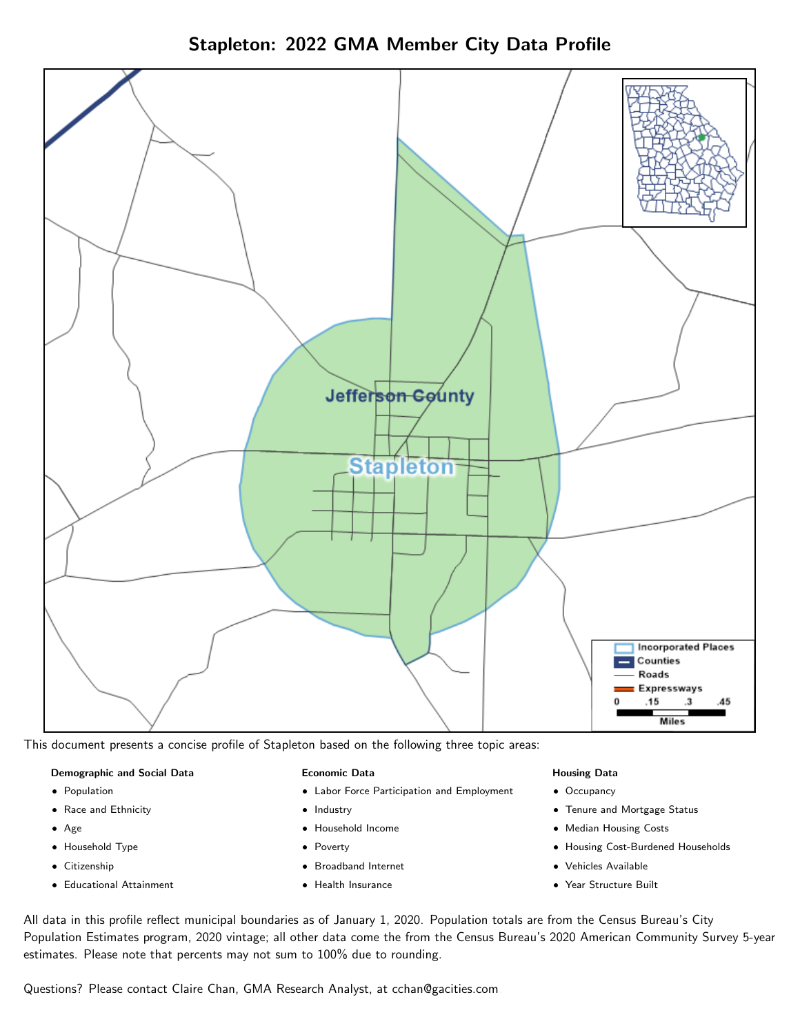# Stapleton: 2022 GMA Member City Data Profile

This document presents a concise profile of Stapleton based on the following three topic areas:

**Demographic and Social Data**

- Population
- Race and Ethnicity
- Age
- Household Type
- Citizenship
- Educational Attainment

**Economic Data**

- Labor Force Participation and Employment
- Industry
- Household Income
- Poverty
- Broadband Internet
- Health Insurance

**Housing Data**

- Occupancy
- Tenure and Mortgage Status
- Median Housing Costs
- Housing Cost-Burdened Households
- Vehicles Available
- Year Structure Built

All data in this profile reflect municipal boundaries as of January 1, 2020. Population totals are from the Census Bureau's City Population Estimates program, 2020 vintage; all other data come the from the Census Bureau's 2020 American Community Survey 5-year estimates. Please note that percents may not sum to 100% due to rounding.

Questions? Please contact Claire Chan, GMA Research Analyst, at cchan@gacities.com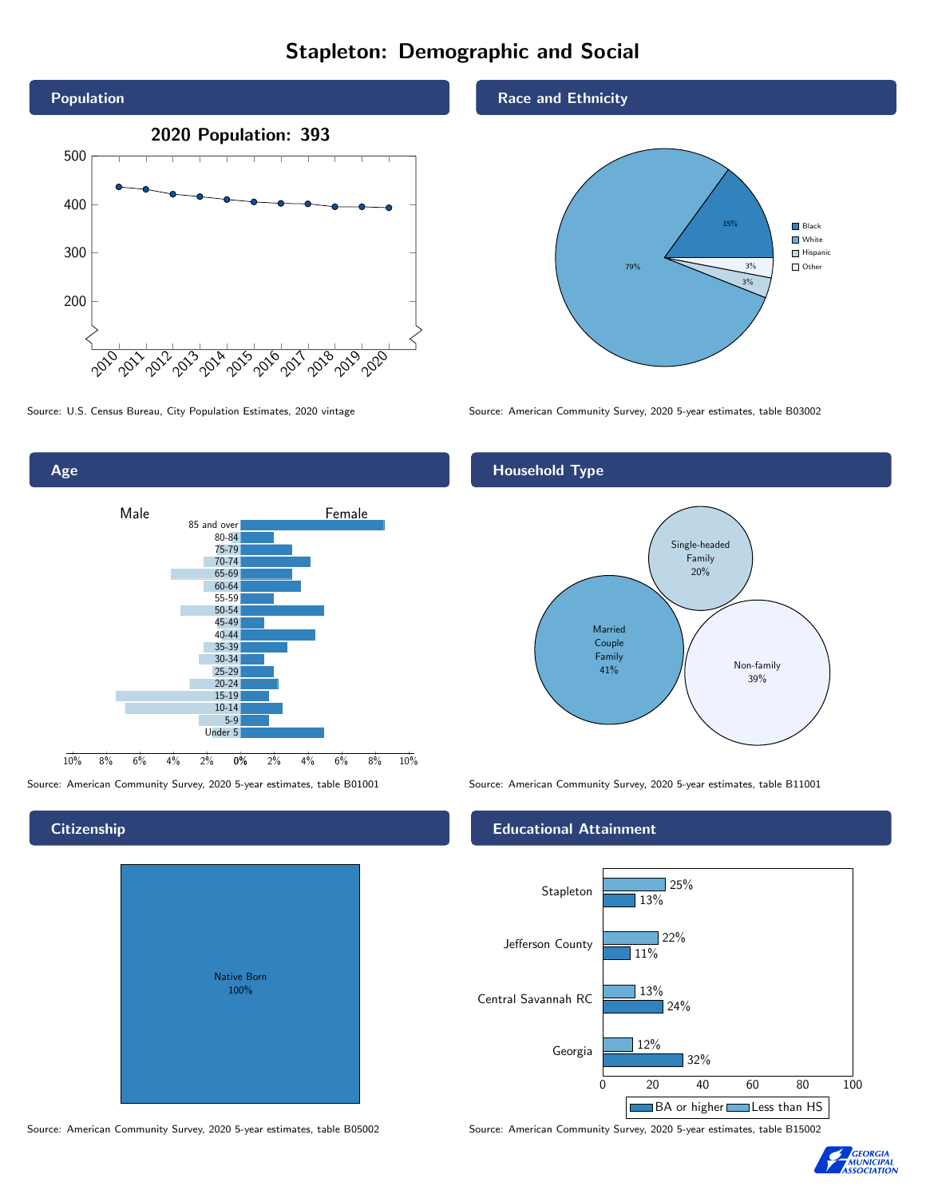# Stapleton: Demographic and Social

## Population

**2020 Population: 393**

Source: U.S. Census Bureau, City Population Estimates, 2020 vintage

## Race and Ethnicity

| Race/Ethnicity | Percent |
|---|---|
| Black | 15% |
| White | 79% |
| Hispanic | 3% |
| Other | 3% |

Source: American Community Survey, 2020 5-year estimates, table B03002

## Age

Male / Female

Age groups: 85 and over, 80-84, 75-79, 70-74, 65-69, 60-64, 55-59, 50-54, 45-49, 40-44, 35-39, 30-34, 25-29, 20-24, 15-19, 10-14, 5-9, Under 5

Source: American Community Survey, 2020 5-year estimates, table B01001

## Household Type

| Household Type | Percent |
|---|---|
| Married Couple Family | 41% |
| Single-headed Family | 20% |
| Non-family | 39% |

Source: American Community Survey, 2020 5-year estimates, table B11001

## Citizenship

| Citizenship | Percent |
|---|---|
| Native Born | 100% |

Source: American Community Survey, 2020 5-year estimates, table B05002

## Educational Attainment

| Area | Less than HS | BA or higher |
|---|---|---|
| Stapleton | 25% | 13% |
| Jefferson County | 22% | 11% |
| Central Savannah RC | 13% | 24% |
| Georgia | 12% | 32% |

Source: American Community Survey, 2020 5-year estimates, table B15002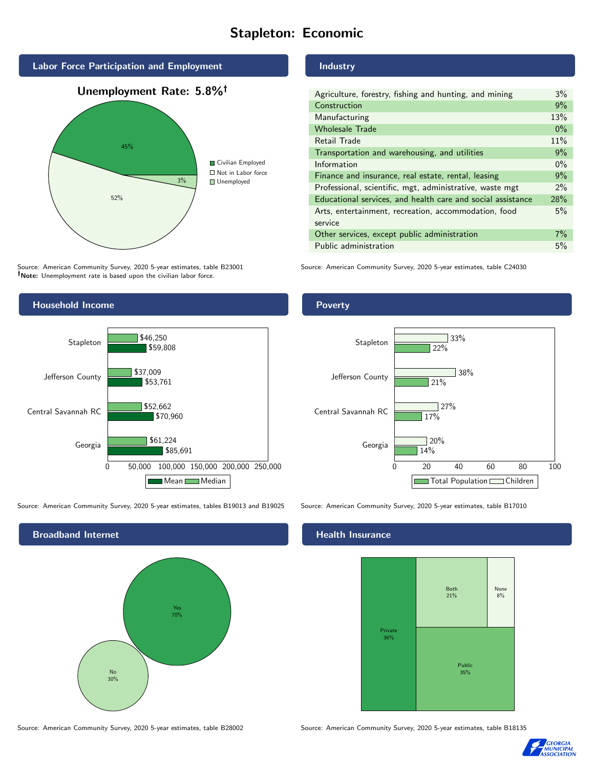# Stapleton: Economic

## Labor Force Participation and Employment

**Unemployment Rate: 5.8%†**

| Category | Percent |
|---|---|
| Civilian Employed | 45% |
| Not in Labor force | 52% |
| Unemployed | 3% |

Source: American Community Survey, 2020 5-year estimates, table B23001
**†Note:** Unemployment rate is based upon the civilian labor force.

## Industry

| Industry | Percent |
|---|---|
| Agriculture, forestry, fishing and hunting, and mining | 3% |
| Construction | 9% |
| Manufacturing | 13% |
| Wholesale Trade | 0% |
| Retail Trade | 11% |
| Transportation and warehousing, and utilities | 9% |
| Information | 0% |
| Finance and insurance, real estate, rental, leasing | 9% |
| Professional, scientific, mgt, administrative, waste mgt | 2% |
| Educational services, and health care and social assistance | 28% |
| Arts, entertainment, recreation, accommodation, food service | 5% |
| Other services, except public administration | 7% |
| Public administration | 5% |

Source: American Community Survey, 2020 5-year estimates, table C24030

## Household Income

| Area | Median | Mean |
|---|---|---|
| Stapleton | $46,250 | $59,808 |
| Jefferson County | $37,009 | $53,761 |
| Central Savannah RC | $52,662 | $70,960 |
| Georgia | $61,224 | $85,691 |

Source: American Community Survey, 2020 5-year estimates, tables B19013 and B19025

## Poverty

| Area | Children | Total Population |
|---|---|---|
| Stapleton | 33% | 22% |
| Jefferson County | 38% | 21% |
| Central Savannah RC | 27% | 17% |
| Georgia | 20% | 14% |

Source: American Community Survey, 2020 5-year estimates, table B17010

## Broadband Internet

| Response | Percent |
|---|---|
| Yes | 70% |
| No | 30% |

Source: American Community Survey, 2020 5-year estimates, table B28002

## Health Insurance

| Type | Percent |
|---|---|
| Private | 36% |
| Both | 21% |
| None | 8% |
| Public | 35% |

Source: American Community Survey, 2020 5-year estimates, table B18135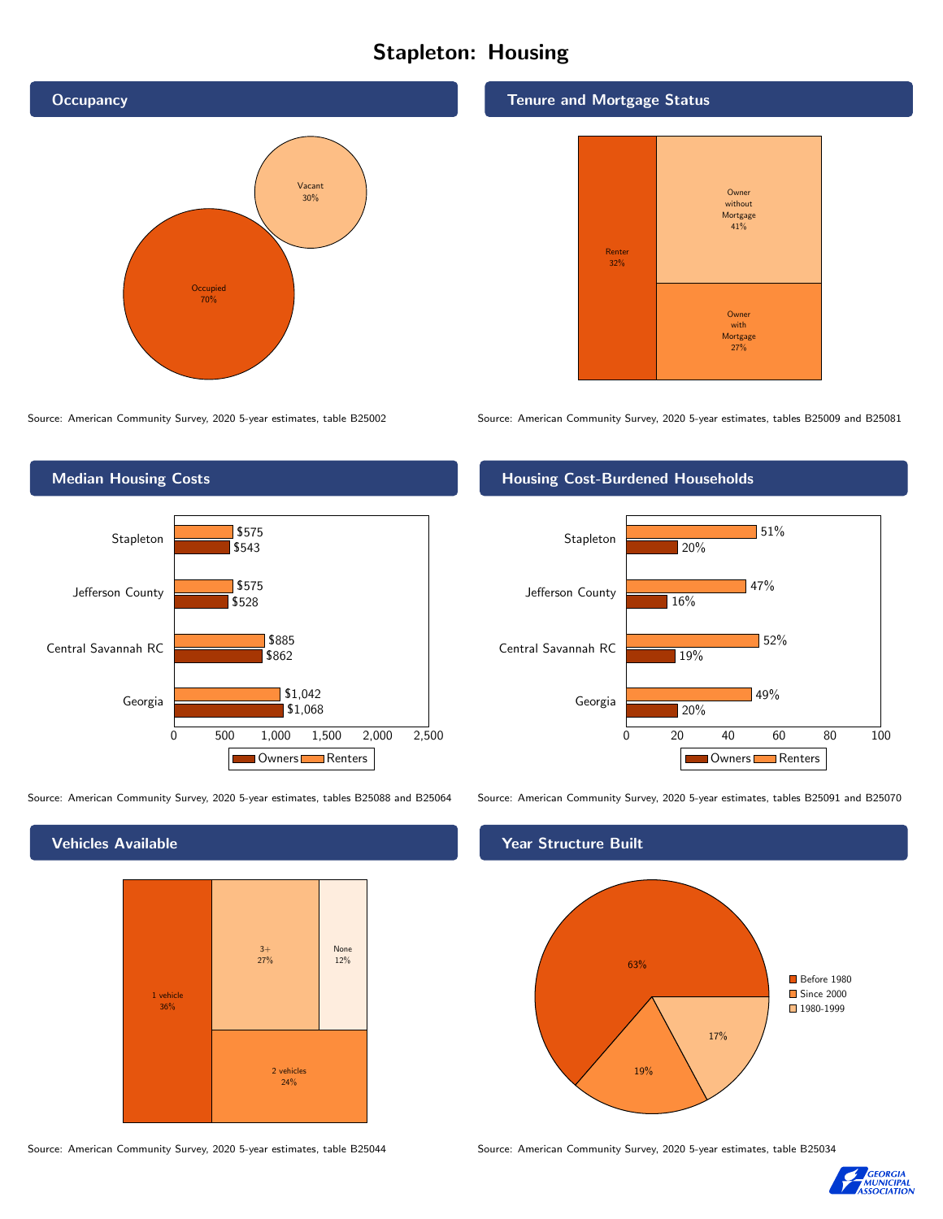# Stapleton: Housing

## Occupancy

Vacant
30%

Occupied
70%

Source: American Community Survey, 2020 5-year estimates, table B25002

## Tenure and Mortgage Status

Renter
32%

Owner
without
Mortgage
41%

Owner
with
Mortgage
27%

Source: American Community Survey, 2020 5-year estimates, tables B25009 and B25081

## Median Housing Costs

Stapleton
$575
$543

Jefferson County
$575
$528

Central Savannah RC
$885
$862

Georgia
$1,042
$1,068

0 500 1,000 1,500 2,000 2,500

Owners Renters

Source: American Community Survey, 2020 5-year estimates, tables B25088 and B25064

## Housing Cost-Burdened Households

Stapleton
51%
20%

Jefferson County
47%
16%

Central Savannah RC
52%
19%

Georgia
49%
20%

0 20 40 60 80 100

Owners Renters

Source: American Community Survey, 2020 5-year estimates, tables B25091 and B25070

## Vehicles Available

1 vehicle
36%

3+
27%

None
12%

2 vehicles
24%

Source: American Community Survey, 2020 5-year estimates, table B25044

## Year Structure Built

63%

19%

17%

Before 1980
Since 2000
1980-1999

Source: American Community Survey, 2020 5-year estimates, table B25034